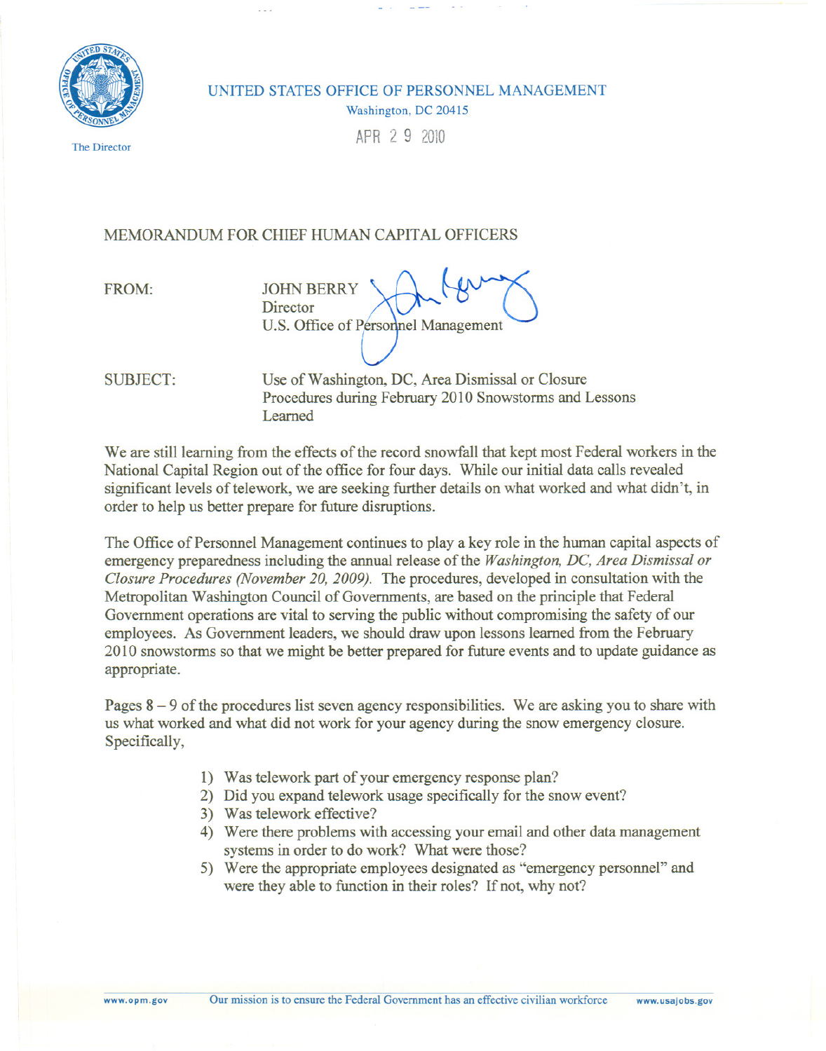UNITED STATES OFFICE OF PERSONNEL MANAGEMENT

Washington, DC 20415

APR 29 2010

The Director

MEMORANDUM FOR CHIEF HUMAN CAPITAL OFFICERS

FROM: JOHN BERRY
Director
U.S. Office of Personnel Management

SUBJECT: Use of Washington, DC, Area Dismissal or Closure Procedures during February 2010 Snowstorms and Lessons Learned

We are still learning from the effects of the record snowfall that kept most Federal workers in the National Capital Region out of the office for four days. While our initial data calls revealed significant levels of telework, we are seeking further details on what worked and what didn't, in order to help us better prepare for future disruptions.

The Office of Personnel Management continues to play a key role in the human capital aspects of emergency preparedness including the annual release of the *Washington, DC, Area Dismissal or Closure Procedures (November 20, 2009).* The procedures, developed in consultation with the Metropolitan Washington Council of Governments, are based on the principle that Federal Government operations are vital to serving the public without compromising the safety of our employees. As Government leaders, we should draw upon lessons learned from the February 2010 snowstorms so that we might be better prepared for future events and to update guidance as appropriate.

Pages 8 – 9 of the procedures list seven agency responsibilities. We are asking you to share with us what worked and what did not work for your agency during the snow emergency closure. Specifically,

1) Was telework part of your emergency response plan?
2) Did you expand telework usage specifically for the snow event?
3) Was telework effective?
4) Were there problems with accessing your email and other data management systems in order to do work? What were those?
5) Were the appropriate employees designated as "emergency personnel" and were they able to function in their roles? If not, why not?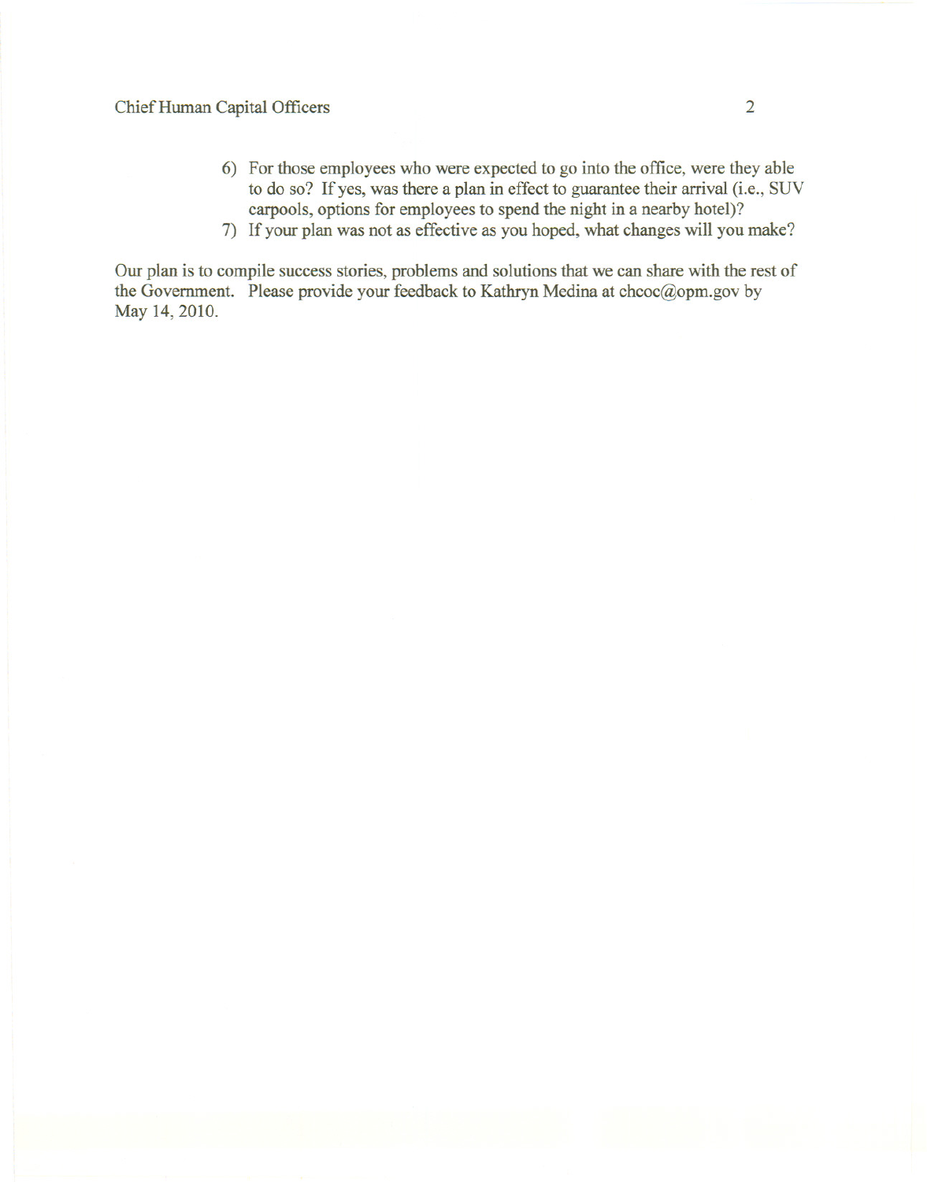6) For those employees who were expected to go into the office, were they able to do so? If yes, was there a plan in effect to guarantee their arrival (i.e., SUV carpools, options for employees to spend the night in a nearby hotel)?
7) If your plan was not as effective as you hoped, what changes will you make?

Our plan is to compile success stories, problems and solutions that we can share with the rest of the Government. Please provide your feedback to Kathryn Medina at chcoc@opm.gov by May 14, 2010.